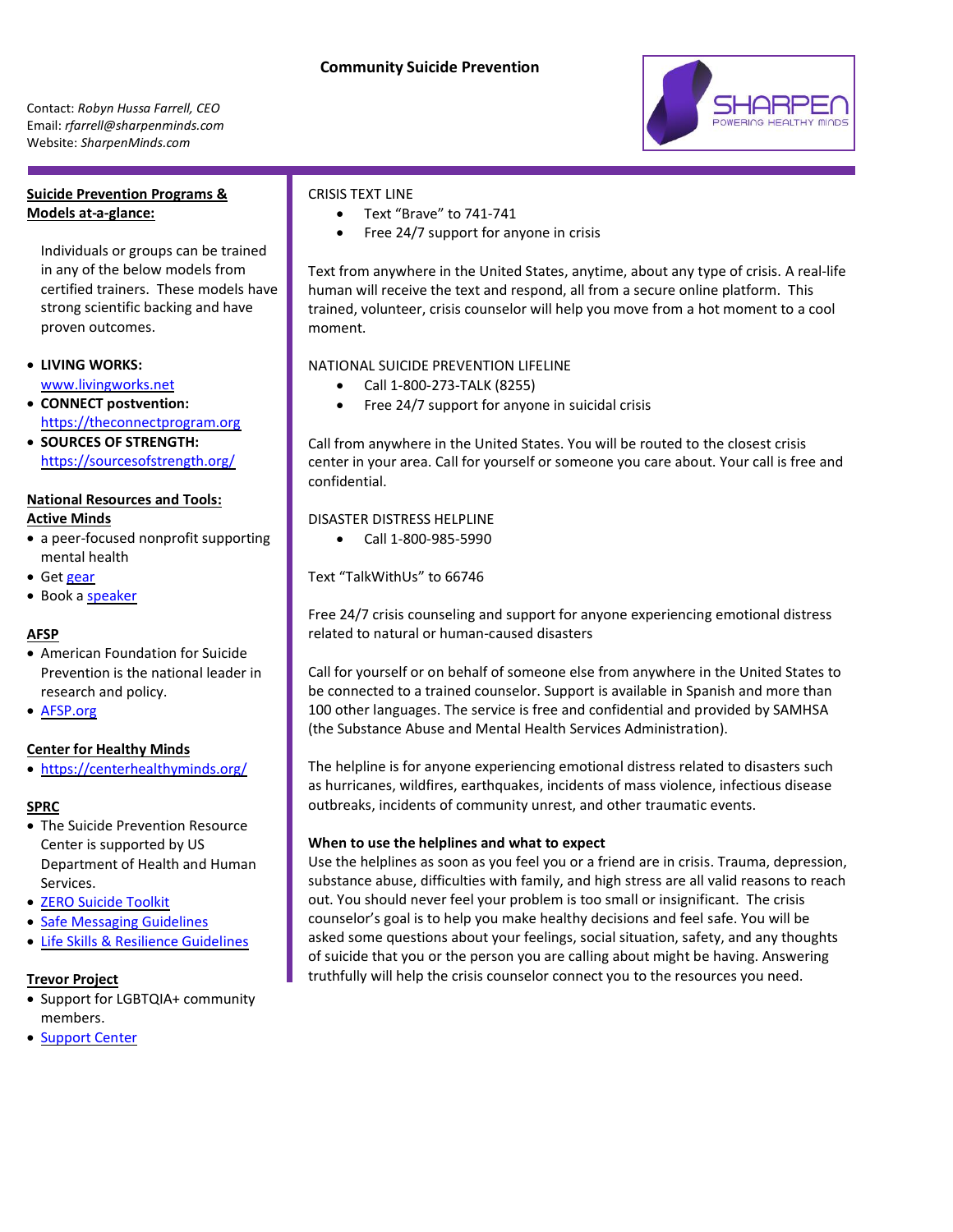# Community Suicide Prevention

Contact: *Robyn Hussa Farrell, CEO*
Email: *rfarrell@sharpenminds.com*
Website: *SharpenMinds.com*

SHARPEN POWERING HEALTHY MINDS

## Suicide Prevention Programs & Models at-a-glance:

Individuals or groups can be trained in any of the below models from certified trainers. These models have strong scientific backing and have proven outcomes.

- **LIVING WORKS:** www.livingworks.net
- **CONNECT postvention:** https://theconnectprogram.org
- **SOURCES OF STRENGTH:** https://sourcesofstrength.org/

## National Resources and Tools:

### Active Minds

- a peer-focused nonprofit supporting mental health
- Get gear
- Book a speaker

### AFSP

- American Foundation for Suicide Prevention is the national leader in research and policy.
- AFSP.org

### Center for Healthy Minds

- https://centerhealthyminds.org/

### SPRC

- The Suicide Prevention Resource Center is supported by US Department of Health and Human Services.
- ZERO Suicide Toolkit
- Safe Messaging Guidelines
- Life Skills & Resilience Guidelines

### Trevor Project

- Support for LGBTQIA+ community members.
- Support Center

CRISIS TEXT LINE

- Text "Brave" to 741-741
- Free 24/7 support for anyone in crisis

Text from anywhere in the United States, anytime, about any type of crisis. A real-life human will receive the text and respond, all from a secure online platform. This trained, volunteer, crisis counselor will help you move from a hot moment to a cool moment.

NATIONAL SUICIDE PREVENTION LIFELINE

- Call 1-800-273-TALK (8255)
- Free 24/7 support for anyone in suicidal crisis

Call from anywhere in the United States. You will be routed to the closest crisis center in your area. Call for yourself or someone you care about. Your call is free and confidential.

DISASTER DISTRESS HELPLINE

- Call 1-800-985-5990

Text "TalkWithUs" to 66746

Free 24/7 crisis counseling and support for anyone experiencing emotional distress related to natural or human-caused disasters

Call for yourself or on behalf of someone else from anywhere in the United States to be connected to a trained counselor. Support is available in Spanish and more than 100 other languages. The service is free and confidential and provided by SAMHSA (the Substance Abuse and Mental Health Services Administration).

The helpline is for anyone experiencing emotional distress related to disasters such as hurricanes, wildfires, earthquakes, incidents of mass violence, infectious disease outbreaks, incidents of community unrest, and other traumatic events.

**When to use the helplines and what to expect**

Use the helplines as soon as you feel you or a friend are in crisis. Trauma, depression, substance abuse, difficulties with family, and high stress are all valid reasons to reach out. You should never feel your problem is too small or insignificant. The crisis counselor's goal is to help you make healthy decisions and feel safe. You will be asked some questions about your feelings, social situation, safety, and any thoughts of suicide that you or the person you are calling about might be having. Answering truthfully will help the crisis counselor connect you to the resources you need.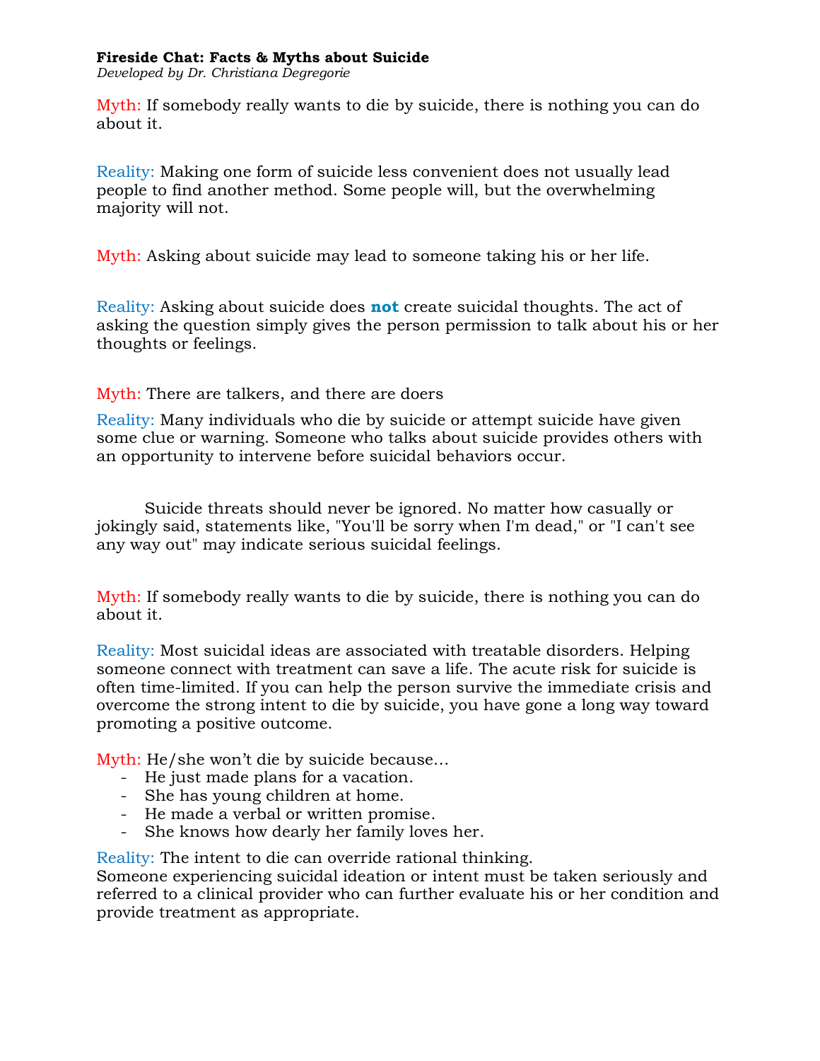**Fireside Chat: Facts & Myths about Suicide**
*Developed by Dr. Christiana Degregorie*

Myth: If somebody really wants to die by suicide, there is nothing you can do about it.

Reality: Making one form of suicide less convenient does not usually lead people to find another method. Some people will, but the overwhelming majority will not.

Myth: Asking about suicide may lead to someone taking his or her life.

Reality: Asking about suicide does **not** create suicidal thoughts. The act of asking the question simply gives the person permission to talk about his or her thoughts or feelings.

Myth: There are talkers, and there are doers

Reality: Many individuals who die by suicide or attempt suicide have given some clue or warning. Someone who talks about suicide provides others with an opportunity to intervene before suicidal behaviors occur.

Suicide threats should never be ignored. No matter how casually or jokingly said, statements like, "You'll be sorry when I'm dead," or "I can't see any way out" may indicate serious suicidal feelings.

Myth: If somebody really wants to die by suicide, there is nothing you can do about it.

Reality: Most suicidal ideas are associated with treatable disorders. Helping someone connect with treatment can save a life. The acute risk for suicide is often time-limited. If you can help the person survive the immediate crisis and overcome the strong intent to die by suicide, you have gone a long way toward promoting a positive outcome.

Myth: He/she won't die by suicide because…

- He just made plans for a vacation.
- She has young children at home.
- He made a verbal or written promise.
- She knows how dearly her family loves her.

Reality: The intent to die can override rational thinking.
Someone experiencing suicidal ideation or intent must be taken seriously and referred to a clinical provider who can further evaluate his or her condition and provide treatment as appropriate.